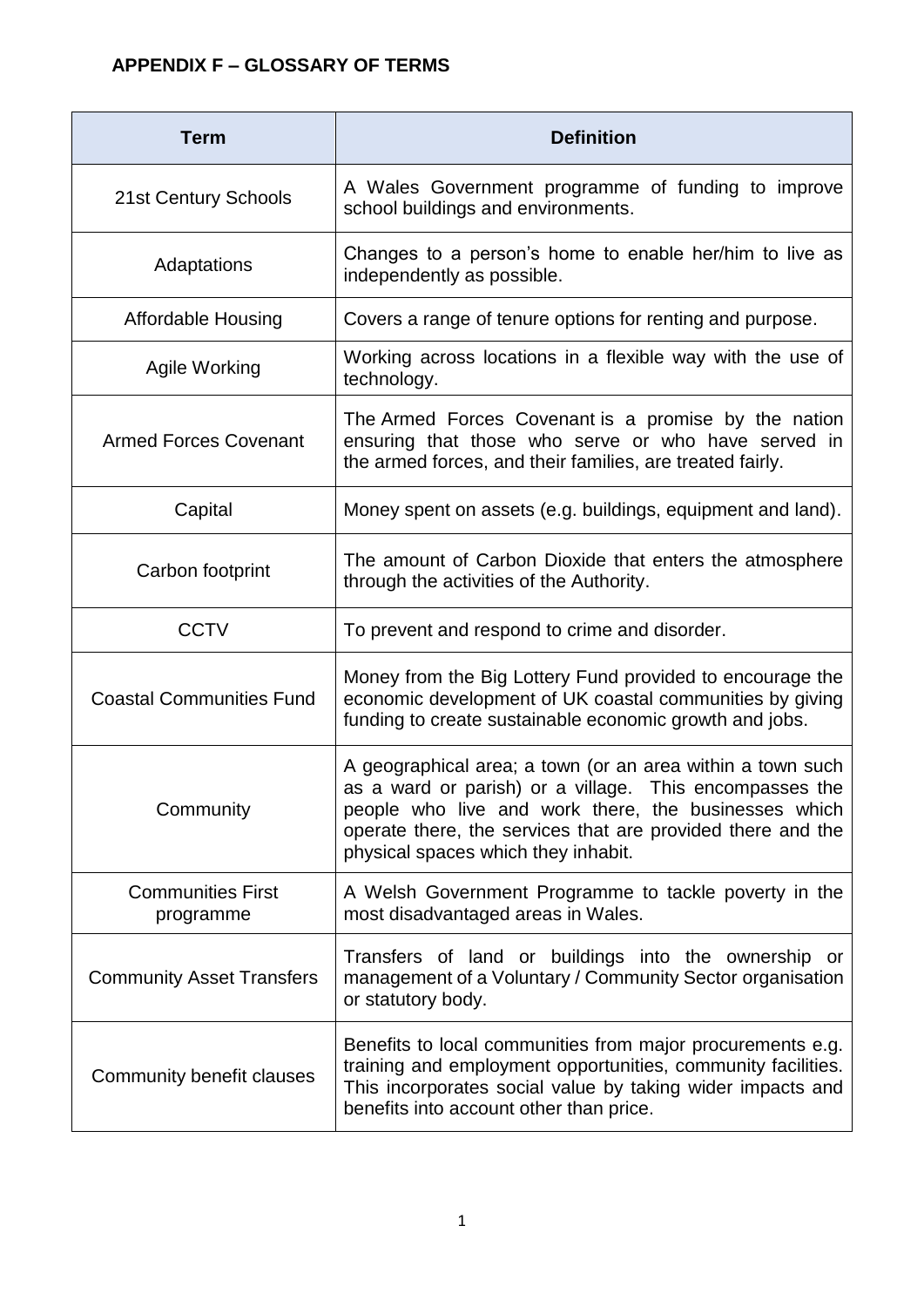**APPENDIX F – GLOSSARY OF TERMS**

| Term | Definition |
| --- | --- |
| 21st Century Schools | A Wales Government programme of funding to improve school buildings and environments. |
| Adaptations | Changes to a person's home to enable her/him to live as independently as possible. |
| Affordable Housing | Covers a range of tenure options for renting and purpose. |
| Agile Working | Working across locations in a flexible way with the use of technology. |
| Armed Forces Covenant | The Armed Forces Covenant is a promise by the nation ensuring that those who serve or who have served in the armed forces, and their families, are treated fairly. |
| Capital | Money spent on assets (e.g. buildings, equipment and land). |
| Carbon footprint | The amount of Carbon Dioxide that enters the atmosphere through the activities of the Authority. |
| CCTV | To prevent and respond to crime and disorder. |
| Coastal Communities Fund | Money from the Big Lottery Fund provided to encourage the economic development of UK coastal communities by giving funding to create sustainable economic growth and jobs. |
| Community | A geographical area; a town (or an area within a town such as a ward or parish) or a village. This encompasses the people who live and work there, the businesses which operate there, the services that are provided there and the physical spaces which they inhabit. |
| Communities First programme | A Welsh Government Programme to tackle poverty in the most disadvantaged areas in Wales. |
| Community Asset Transfers | Transfers of land or buildings into the ownership or management of a Voluntary / Community Sector organisation or statutory body. |
| Community benefit clauses | Benefits to local communities from major procurements e.g. training and employment opportunities, community facilities. This incorporates social value by taking wider impacts and benefits into account other than price. |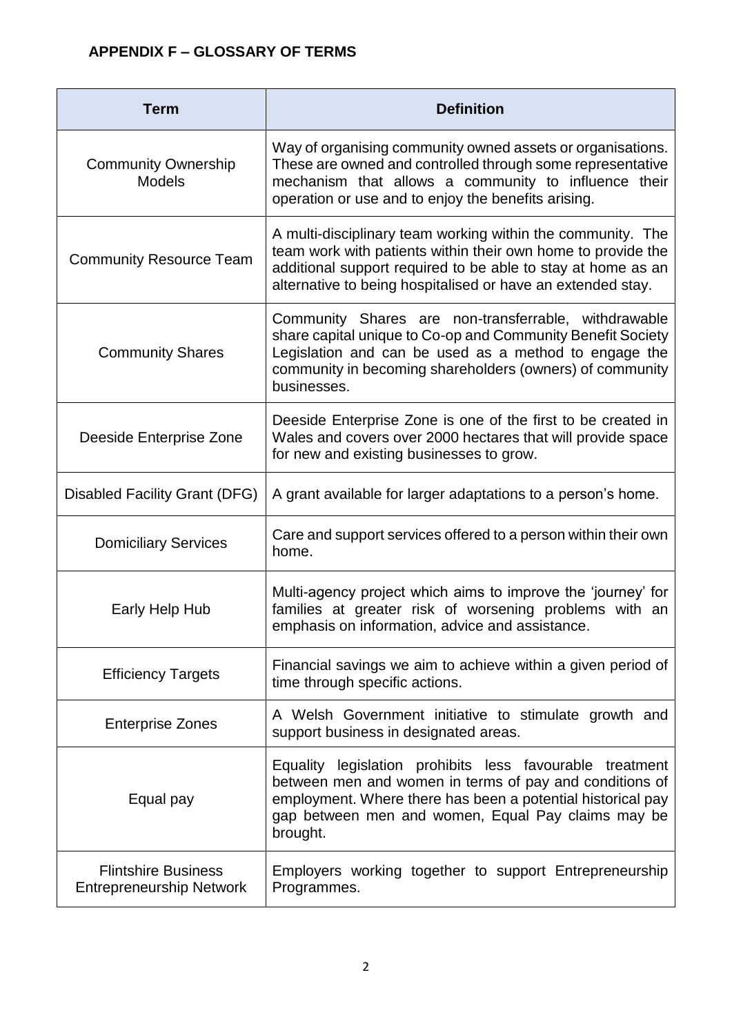## APPENDIX F – GLOSSARY OF TERMS

| Term | Definition |
|---|---|
| Community Ownership Models | Way of organising community owned assets or organisations. These are owned and controlled through some representative mechanism that allows a community to influence their operation or use and to enjoy the benefits arising. |
| Community Resource Team | A multi-disciplinary team working within the community. The team work with patients within their own home to provide the additional support required to be able to stay at home as an alternative to being hospitalised or have an extended stay. |
| Community Shares | Community Shares are non-transferrable, withdrawable share capital unique to Co-op and Community Benefit Society Legislation and can be used as a method to engage the community in becoming shareholders (owners) of community businesses. |
| Deeside Enterprise Zone | Deeside Enterprise Zone is one of the first to be created in Wales and covers over 2000 hectares that will provide space for new and existing businesses to grow. |
| Disabled Facility Grant (DFG) | A grant available for larger adaptations to a person's home. |
| Domiciliary Services | Care and support services offered to a person within their own home. |
| Early Help Hub | Multi-agency project which aims to improve the 'journey' for families at greater risk of worsening problems with an emphasis on information, advice and assistance. |
| Efficiency Targets | Financial savings we aim to achieve within a given period of time through specific actions. |
| Enterprise Zones | A Welsh Government initiative to stimulate growth and support business in designated areas. |
| Equal pay | Equality legislation prohibits less favourable treatment between men and women in terms of pay and conditions of employment. Where there has been a potential historical pay gap between men and women, Equal Pay claims may be brought. |
| Flintshire Business Entrepreneurship Network | Employers working together to support Entrepreneurship Programmes. |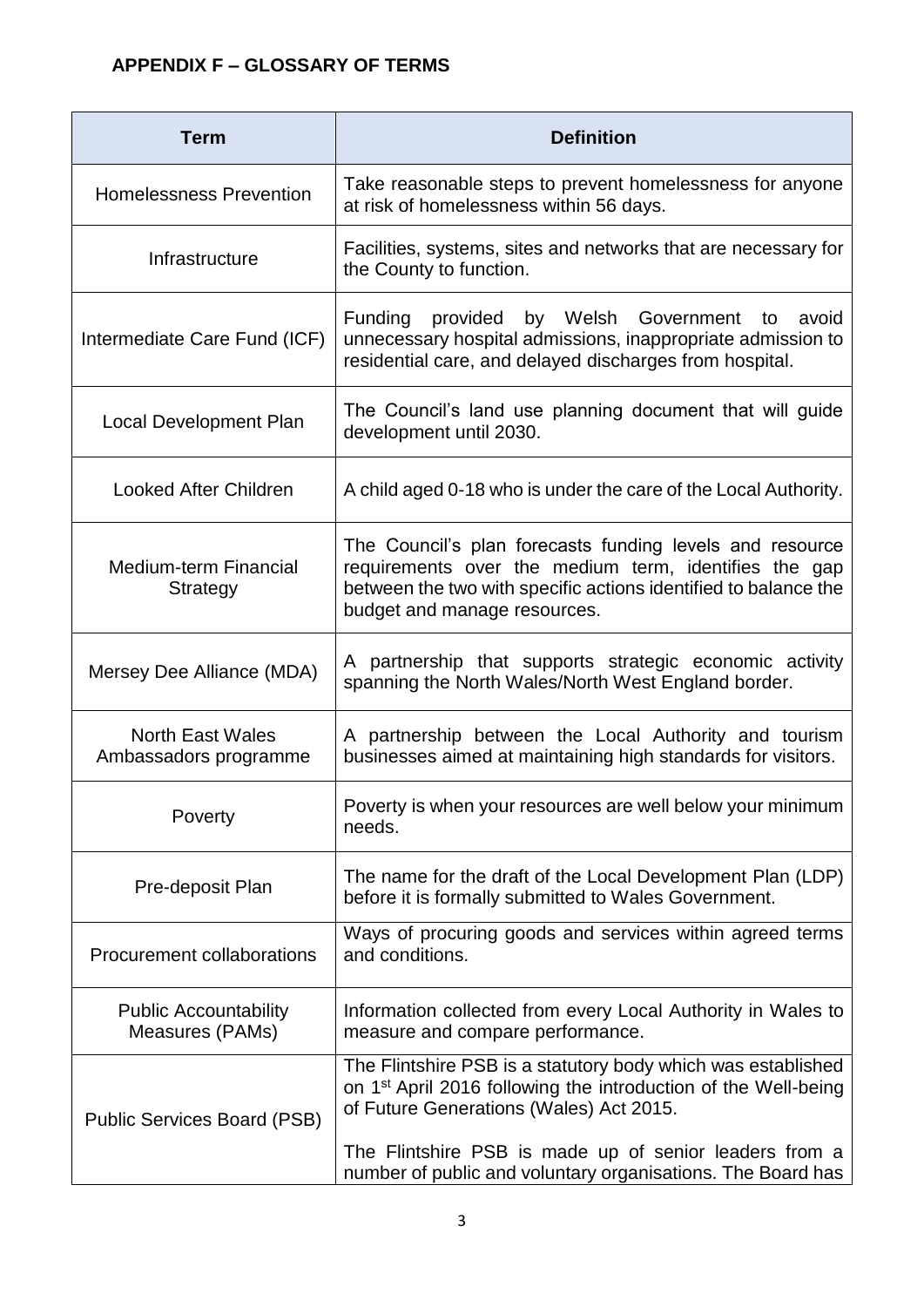### APPENDIX F – GLOSSARY OF TERMS

| Term | Definition |
| --- | --- |
| Homelessness Prevention | Take reasonable steps to prevent homelessness for anyone at risk of homelessness within 56 days. |
| Infrastructure | Facilities, systems, sites and networks that are necessary for the County to function. |
| Intermediate Care Fund (ICF) | Funding provided by Welsh Government to avoid unnecessary hospital admissions, inappropriate admission to residential care, and delayed discharges from hospital. |
| Local Development Plan | The Council's land use planning document that will guide development until 2030. |
| Looked After Children | A child aged 0-18 who is under the care of the Local Authority. |
| Medium-term Financial Strategy | The Council's plan forecasts funding levels and resource requirements over the medium term, identifies the gap between the two with specific actions identified to balance the budget and manage resources. |
| Mersey Dee Alliance (MDA) | A partnership that supports strategic economic activity spanning the North Wales/North West England border. |
| North East Wales Ambassadors programme | A partnership between the Local Authority and tourism businesses aimed at maintaining high standards for visitors. |
| Poverty | Poverty is when your resources are well below your minimum needs. |
| Pre-deposit Plan | The name for the draft of the Local Development Plan (LDP) before it is formally submitted to Wales Government. |
| Procurement collaborations | Ways of procuring goods and services within agreed terms and conditions. |
| Public Accountability Measures (PAMs) | Information collected from every Local Authority in Wales to measure and compare performance. |
| Public Services Board (PSB) | The Flintshire PSB is a statutory body which was established on 1st April 2016 following the introduction of the Well-being of Future Generations (Wales) Act 2015.<br><br>The Flintshire PSB is made up of senior leaders from a number of public and voluntary organisations. The Board has |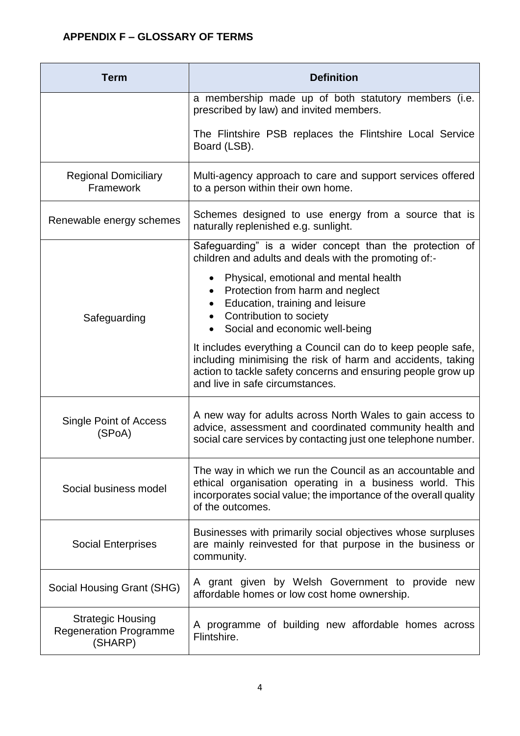#### APPENDIX F – GLOSSARY OF TERMS

| Term | Definition |
|---|---|
| | a membership made up of both statutory members (i.e. prescribed by law) and invited members.<br><br>The Flintshire PSB replaces the Flintshire Local Service Board (LSB). |
| Regional Domiciliary Framework | Multi-agency approach to care and support services offered to a person within their own home. |
| Renewable energy schemes | Schemes designed to use energy from a source that is naturally replenished e.g. sunlight. |
| Safeguarding | Safeguarding" is a wider concept than the protection of children and adults and deals with the promoting of:-<br><br>• Physical, emotional and mental health<br>• Protection from harm and neglect<br>• Education, training and leisure<br>• Contribution to society<br>• Social and economic well-being<br><br>It includes everything a Council can do to keep people safe, including minimising the risk of harm and accidents, taking action to tackle safety concerns and ensuring people grow up and live in safe circumstances. |
| Single Point of Access (SPoA) | A new way for adults across North Wales to gain access to advice, assessment and coordinated community health and social care services by contacting just one telephone number. |
| Social business model | The way in which we run the Council as an accountable and ethical organisation operating in a business world. This incorporates social value; the importance of the overall quality of the outcomes. |
| Social Enterprises | Businesses with primarily social objectives whose surpluses are mainly reinvested for that purpose in the business or community. |
| Social Housing Grant (SHG) | A grant given by Welsh Government to provide new affordable homes or low cost home ownership. |
| Strategic Housing Regeneration Programme (SHARP) | A programme of building new affordable homes across Flintshire. |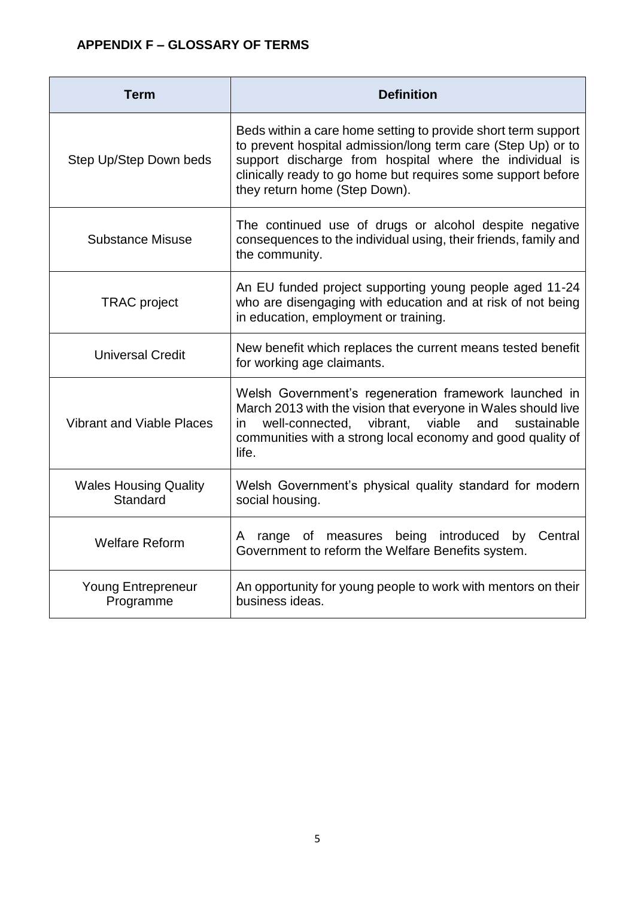**APPENDIX F – GLOSSARY OF TERMS**

| Term | Definition |
| --- | --- |
| Step Up/Step Down beds | Beds within a care home setting to provide short term support to prevent hospital admission/long term care (Step Up) or to support discharge from hospital where the individual is clinically ready to go home but requires some support before they return home (Step Down). |
| Substance Misuse | The continued use of drugs or alcohol despite negative consequences to the individual using, their friends, family and the community. |
| TRAC project | An EU funded project supporting young people aged 11-24 who are disengaging with education and at risk of not being in education, employment or training. |
| Universal Credit | New benefit which replaces the current means tested benefit for working age claimants. |
| Vibrant and Viable Places | Welsh Government's regeneration framework launched in March 2013 with the vision that everyone in Wales should live in well-connected, vibrant, viable and sustainable communities with a strong local economy and good quality of life. |
| Wales Housing Quality Standard | Welsh Government's physical quality standard for modern social housing. |
| Welfare Reform | A range of measures being introduced by Central Government to reform the Welfare Benefits system. |
| Young Entrepreneur Programme | An opportunity for young people to work with mentors on their business ideas. |